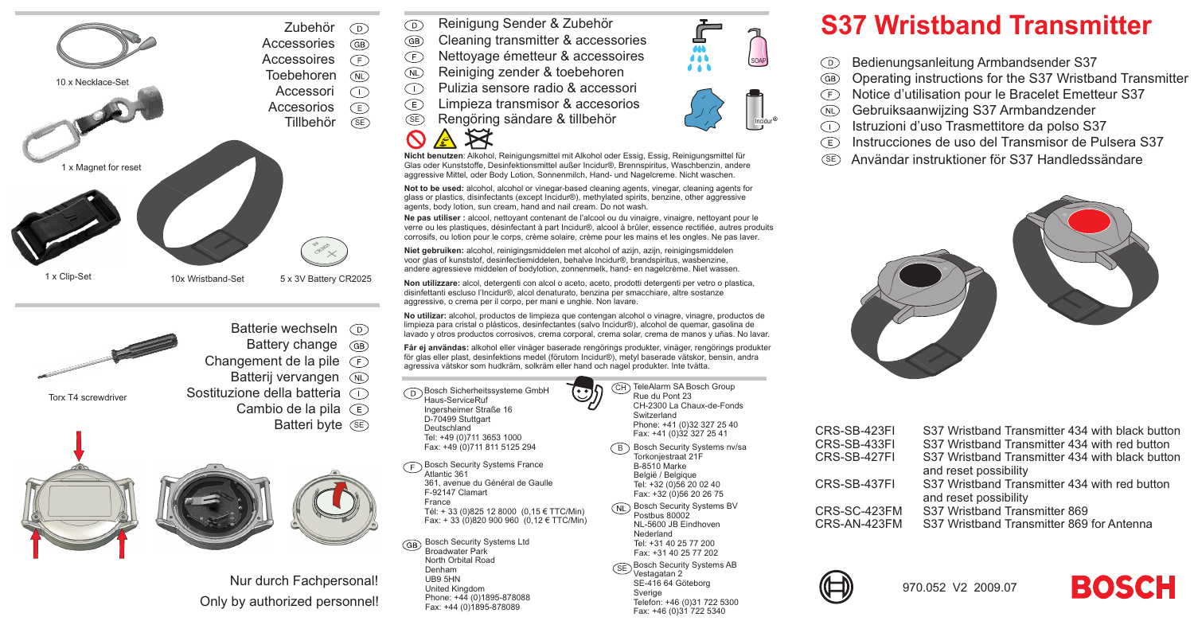# S37 Wristband Transmitter

- (D) Bedienungsanleitung Armbandsender S37
- (GB) Operating instructions for the S37 Wristband Transmitter
- (F) Notice d'utilisation pour le Bracelet Emetteur S37
- (NL) Gebruiksaanwijzing S37 Armbandzender
- (I) Istruzioni d'uso Trasmettitore da polso S37
- (E) Instrucciones de uso del Transmisor de Pulsera S37
- (SE) Användar instruktioner för S37 Handledssändare

| | |
|---|---|
| CRS-SB-423FI | S37 Wristband Transmitter 434 with black button |
| CRS-SB-433FI | S37 Wristband Transmitter 434 with red button |
| CRS-SB-427FI | S37 Wristband Transmitter 434 with black button and reset possibility |
| CRS-SB-437FI | S37 Wristband Transmitter 434 with red button and reset possibility |
| CRS-SC-423FM | S37 Wristband Transmitter 869 |
| CRS-AN-423FM | S37 Wristband Transmitter 869 for Antenna |

970.052 V2 2009.07

BOSCH

## Zubehör (D) / Accessories (GB) / Accessoires (F) / Toebehoren (NL) / Accessori (I) / Accesorios (E) / Tillbehör (SE)

- 10 x Necklace-Set
- 1 x Magnet for reset
- 1 x Clip-Set
- 10x Wristband-Set
- 5 x 3V Battery CR2025

## Batterie wechseln (D) / Battery change (GB) / Changement de la pile (F) / Batterij vervangen (NL) / Sostituzione della batteria (I) / Cambio de la pila (E) / Batteri byte (SE)

Torx T4 screwdriver

Nur durch Fachpersonal!

Only by authorized personnel!

## Reinigung Sender & Zubehör (D) / Cleaning transmitter & accessories (GB) / Nettoyage émetteur & accessoires (F) / Reiniging zender & toebehoren (NL) / Pulizia sensore radio & accessori (I) / Limpieza transmisor & accesorios (E) / Rengöring sändare & tillbehör (SE)

SOAP

Incidur®

**Nicht benutzen**: Alkohol, Reinigungsmittel mit Alkohol oder Essig, Essig, Reinigungsmittel für Glas oder Kunststoffe, Desinfektionsmittel außer Incidur®, Brennspiritus, Waschbenzin, andere aggressive Mittel, oder Body Lotion, Sonnenmilch, Hand- und Nagelcreme. Nicht waschen.

**Not to be used:** alcohol, alcohol or vinegar-based cleaning agents, vinegar, cleaning agents for glass or plastics, disinfectants (except Incidur®), methylated spirits, benzine, other aggressive agents, body lotion, sun cream, hand and nail cream. Do not wash.

**Ne pas utiliser :** alcool, nettoyant contenant de l'alcool ou du vinaigre, vinaigre, nettoyant pour le verre ou les plastiques, désinfectant à part Incidur®, alcool à brûler, essence rectifiée, autres produits corrosifs, ou lotion pour le corps, crème solaire, crème pour les mains et les ongles. Ne pas laver.

**Niet gebruiken:** alcohol, reinigingsmiddelen met alcohol of azijn, azijn, reinigingsmiddelen voor glas of kunststof, desinfectiemiddelen, behalve Incidur®, brandspiritus, wasbenzine, andere agressieve middelen of bodylotion, zonnenmelk, hand- en nagelcrème. Niet wassen.

**Non utilizzare:** alcol, detergenti con alcol o aceto, aceto, prodotti detergenti per vetro o plastica, disinfettanti escluso l'Incidur®, alcol denaturato, benzina per smacchiare, altre sostanze aggressive, o crema per il corpo, per mani e unghie. Non lavare.

**No utilizar:** alcohol, productos de limpieza que contengan alcohol o vinagre, vinagre, productos de limpieza para cristal o plásticos, desinfectantes (salvo Incidur®), alcohol de quemar, gasolina de lavado y otros productos corrosivos, crema corporal, crema solar, crema de manos y uñas. No lavar.

**Får ej användas:** alkohol eller vinäger baserade rengörings produkter, vinäger, rengörings produkter för glas eller plast, desinfektions medel (förutom Incidur®), metyl baserade vätskor, bensin, andra agressiva vätskor som hudkräm, solkräm eller hand och nagel produkter. Inte tvätta.

(D) Bosch Sicherheitssysteme GmbH
Haus-ServiceRuf
Ingersheimer Straße 16
D-70499 Stuttgart
Deutschland
Tel: +49 (0)711 3653 1000
Fax: +49 (0)711 811 5125 294

(F) Bosch Security Systems France
Atlantic 361
361, avenue du Général de Gaulle
F-92147 Clamart
France
Tél: + 33 (0)825 12 8000 (0,15 € TTC/Min)
Fax: + 33 (0)820 900 960 (0,12 € TTC/Min)

(GB) Bosch Security Systems Ltd
Broadwater Park
North Orbital Road
Denham
UB9 5HN
United Kingdom
Phone: +44 (0)1895-878088
Fax: +44 (0)1895-878089

(CH) TeleAlarm SA Bosch Group
Rue du Pont 23
CH-2300 La Chaux-de-Fonds
Switzerland
Phone: +41 (0)32 327 25 40
Fax: +41 (0)32 327 25 41

(B) Bosch Security Systems nv/sa
Torkonjestraat 21F
B-8510 Marke
België / Belgique
Tel: +32 (0)56 20 02 40
Fax: +32 (0)56 20 26 75

(NL) Bosch Security Systems BV
Postbus 80002
NL-5600 JB Eindhoven
Nederland
Tel: +31 40 25 77 200
Fax: +31 40 25 77 202

(SE) Bosch Security Systems AB
Vestagatan 2
SE-416 64 Göteborg
Sverige
Telefon: +46 (0)31 722 5300
Fax: +46 (0)31 722 5340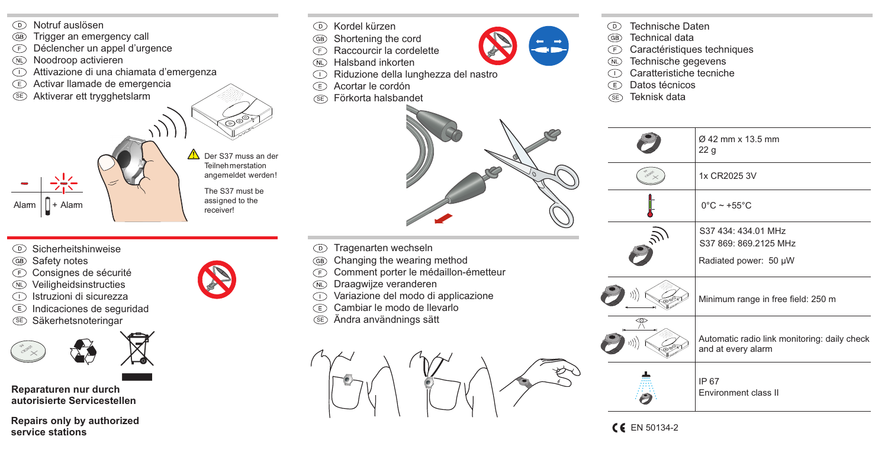- (D) Notruf auslösen
- (GB) Trigger an emergency call
- (F) Déclencher un appel d'urgence
- (NL) Noodroop activieren
- (I) Attivazione di una chiamata d'emergenza
- (E) Activar llamade de emergencia
- (SE) Aktiverar ett trygghetslarm

Alarm | + Alarm

Der S37 muss an der Teilnehmerstation angemeldet werden!

The S37 must be assigned to the receiver!

- (D) Sicherheitshinweise
- (GB) Safety notes
- (F) Consignes de sécurité
- (NL) Veiligheidsinstructies
- (I) Istruzioni di sicurezza
- (E) Indicaciones de seguridad
- (SE) Säkerhetsnoteringar

**Reparaturen nur durch autorisierte Servicestellen**

**Repairs only by authorized service stations**

- (D) Kordel kürzen
- (GB) Shortening the cord
- (F) Raccourcir la cordelette
- (NL) Halsband inkorten
- (I) Riduzione della lunghezza del nastro
- (E) Acortar le cordón
- (SE) Förkorta halsbandet

- (D) Tragenarten wechseln
- (GB) Changing the wearing method
- (F) Comment porter le médaillon-émetteur
- (NL) Draagwijze veranderen
- (I) Variazione del modo di applicazione
- (E) Cambiar le modo de llevarlo
- (SE) Ändra användnings sätt

- (D) Technische Daten
- (GB) Technical data
- (F) Caractéristiques techniques
- (NL) Technische gegevens
- (I) Caratteristiche tecniche
- (E) Datos técnicos
- (SE) Teknisk data

| | |
|---|---|
| | Ø 42 mm x 13.5 mm<br>22 g |
| | 1x CR2025 3V |
| | 0°C ~ +55°C |
| | S37 434: 434.01 MHz<br>S37 869: 869.2125 MHz<br>Radiated power: 50 µW |
| | Minimum range in free field: 250 m |
| | Automatic radio link monitoring: daily check and at every alarm |
| | IP 67<br>Environment class II |

CE EN 50134-2